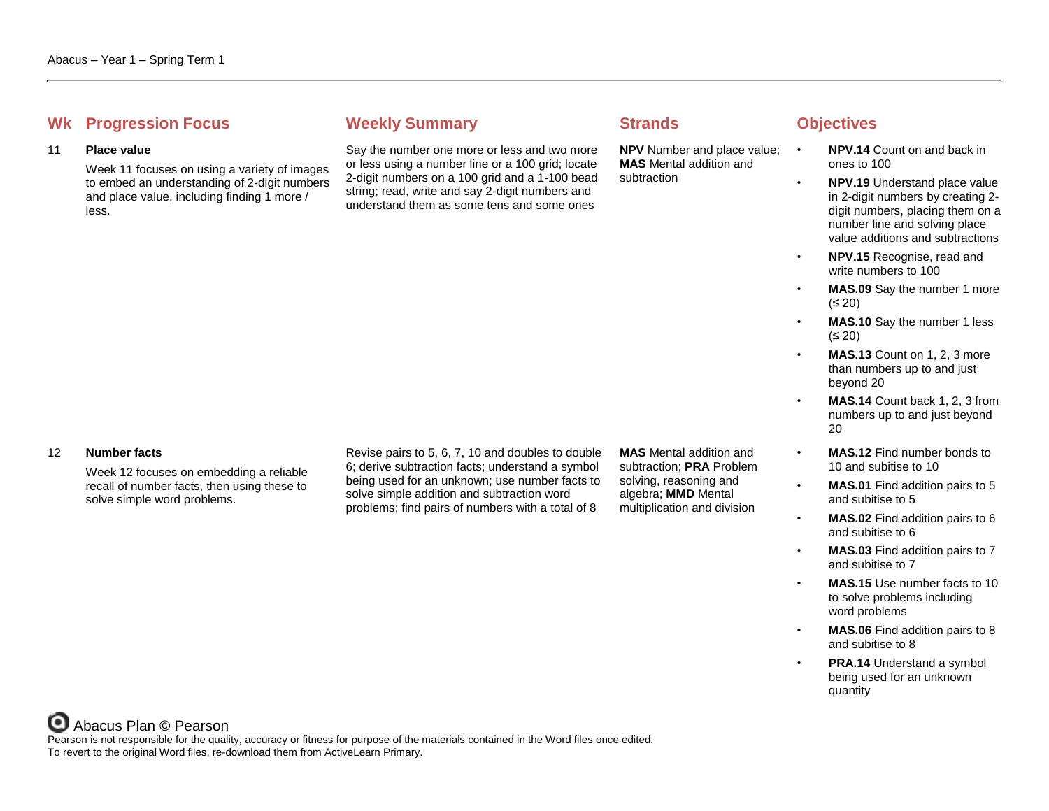| Wk | Progression Focus | Weekly Summary | Strands | Objectives |
|---|---|---|---|---|
| 11 | **Place value**<br><br>Week 11 focuses on using a variety of images to embed an understanding of 2-digit numbers and place value, including finding 1 more / less. | Say the number one more or less and two more or less using a number line or a 100 grid; locate 2-digit numbers on a 100 grid and a 1-100 bead string; read, write and say 2-digit numbers and understand them as some tens and some ones | **NPV** Number and place value; **MAS** Mental addition and subtraction | • **NPV.14** Count on and back in ones to 100<br>• **NPV.19** Understand place value in 2-digit numbers by creating 2-digit numbers, placing them on a number line and solving place value additions and subtractions<br>• **NPV.15** Recognise, read and write numbers to 100<br>• **MAS.09** Say the number 1 more (≤ 20)<br>• **MAS.10** Say the number 1 less (≤ 20)<br>• **MAS.13** Count on 1, 2, 3 more than numbers up to and just beyond 20<br>• **MAS.14** Count back 1, 2, 3 from numbers up to and just beyond 20 |
| 12 | **Number facts**<br><br>Week 12 focuses on embedding a reliable recall of number facts, then using these to solve simple word problems. | Revise pairs to 5, 6, 7, 10 and doubles to double 6; derive subtraction facts; understand a symbol being used for an unknown; use number facts to solve simple addition and subtraction word problems; find pairs of numbers with a total of 8 | **MAS** Mental addition and subtraction; **PRA** Problem solving, reasoning and algebra; **MMD** Mental multiplication and division | • **MAS.12** Find number bonds to 10 and subitise to 10<br>• **MAS.01** Find addition pairs to 5 and subitise to 5<br>• **MAS.02** Find addition pairs to 6 and subitise to 6<br>• **MAS.03** Find addition pairs to 7 and subitise to 7<br>• **MAS.15** Use number facts to 10 to solve problems including word problems<br>• **MAS.06** Find addition pairs to 8 and subitise to 8<br>• **PRA.14** Understand a symbol being used for an unknown quantity |

Abacus Plan © Pearson

Pearson is not responsible for the quality, accuracy or fitness for purpose of the materials contained in the Word files once edited.
To revert to the original Word files, re-download them from ActiveLearn Primary.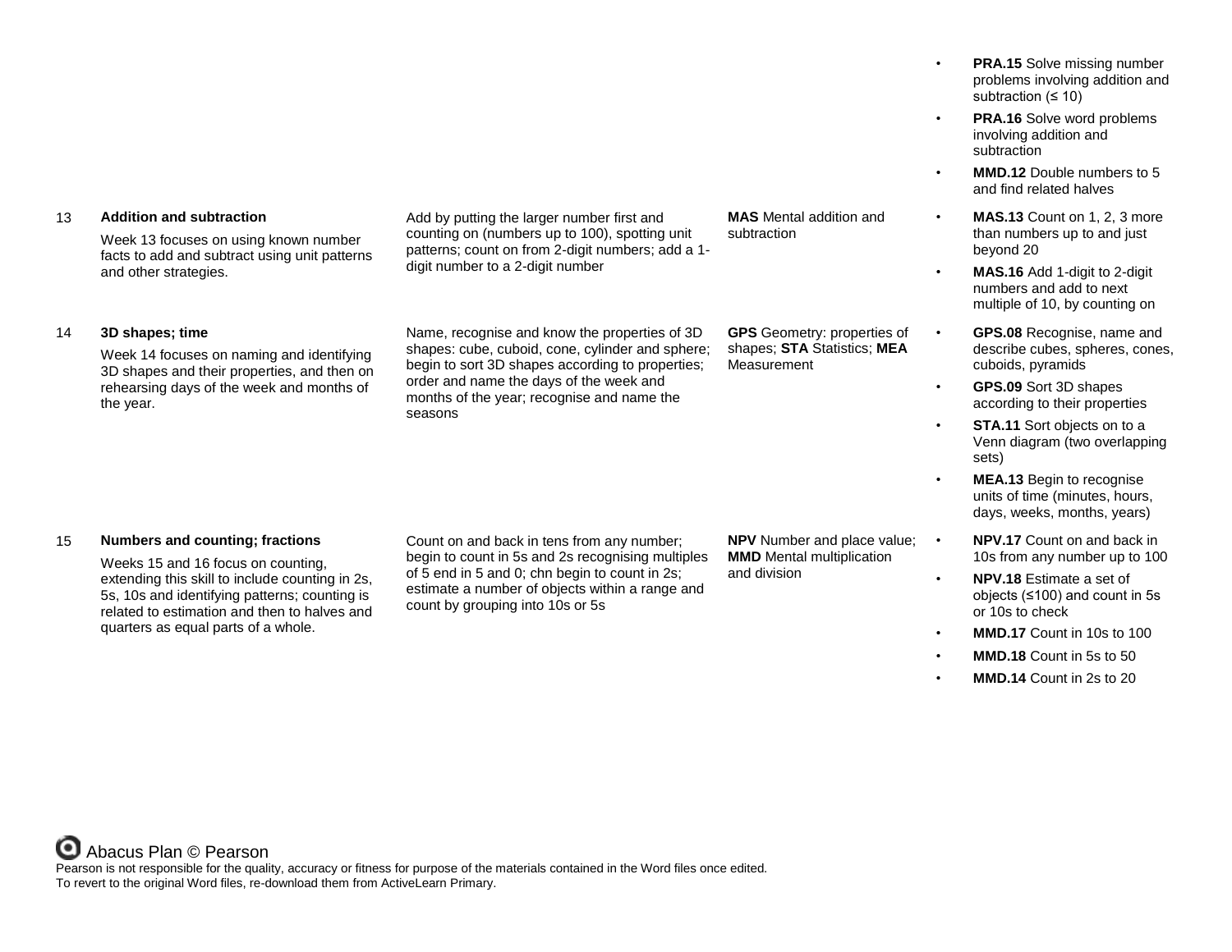| | | | | |
|---|---|---|---|---|
| | | | | • **PRA.15** Solve missing number problems involving addition and subtraction (≤ 10)<br>• **PRA.16** Solve word problems involving addition and subtraction<br>• **MMD.12** Double numbers to 5 and find related halves |
| 13 | **Addition and subtraction**<br>Week 13 focuses on using known number facts to add and subtract using unit patterns and other strategies. | Add by putting the larger number first and counting on (numbers up to 100), spotting unit patterns; count on from 2-digit numbers; add a 1-digit number to a 2-digit number | **MAS** Mental addition and subtraction | • **MAS.13** Count on 1, 2, 3 more than numbers up to and just beyond 20<br>• **MAS.16** Add 1-digit to 2-digit numbers and add to next multiple of 10, by counting on |
| 14 | **3D shapes; time**<br>Week 14 focuses on naming and identifying 3D shapes and their properties, and then on rehearsing days of the week and months of the year. | Name, recognise and know the properties of 3D shapes: cube, cuboid, cone, cylinder and sphere; begin to sort 3D shapes according to properties; order and name the days of the week and months of the year; recognise and name the seasons | **GPS** Geometry: properties of shapes; **STA** Statistics; **MEA** Measurement | • **GPS.08** Recognise, name and describe cubes, spheres, cones, cuboids, pyramids<br>• **GPS.09** Sort 3D shapes according to their properties<br>• **STA.11** Sort objects on to a Venn diagram (two overlapping sets)<br>• **MEA.13** Begin to recognise units of time (minutes, hours, days, weeks, months, years) |
| 15 | **Numbers and counting; fractions**<br>Weeks 15 and 16 focus on counting, extending this skill to include counting in 2s, 5s, 10s and identifying patterns; counting is related to estimation and then to halves and quarters as equal parts of a whole. | Count on and back in tens from any number; begin to count in 5s and 2s recognising multiples of 5 end in 5 and 0; chn begin to count in 2s; estimate a number of objects within a range and count by grouping into 10s or 5s | **NPV** Number and place value; **MMD** Mental multiplication and division | • **NPV.17** Count on and back in 10s from any number up to 100<br>• **NPV.18** Estimate a set of objects (≤100) and count in 5s or 10s to check<br>• **MMD.17** Count in 10s to 100<br>• **MMD.18** Count in 5s to 50<br>• **MMD.14** Count in 2s to 20 |

Abacus Plan © Pearson

Pearson is not responsible for the quality, accuracy or fitness for purpose of the materials contained in the Word files once edited.
To revert to the original Word files, re-download them from ActiveLearn Primary.